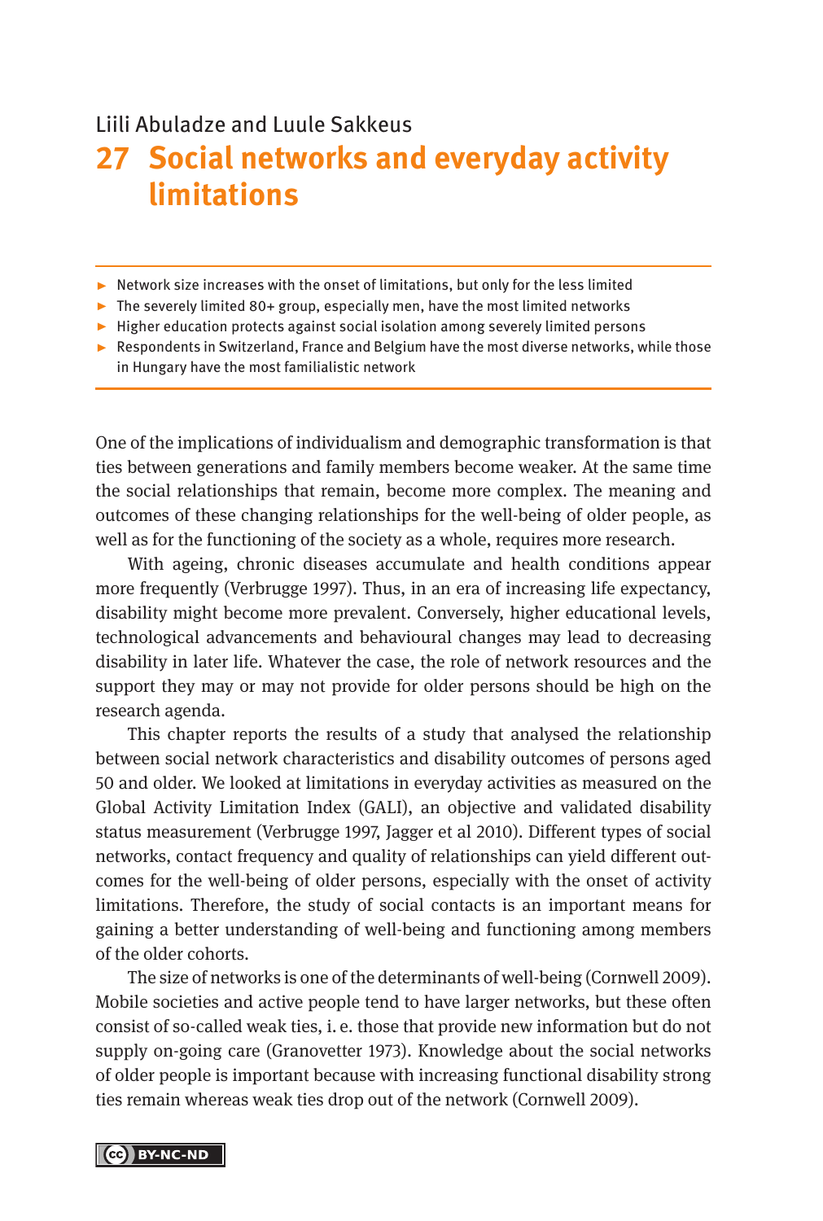Liili Abuladze and Luule Sakkeus

# 27 Social networks and everyday activity limitations

- Network size increases with the onset of limitations, but only for the less limited
- The severely limited 80+ group, especially men, have the most limited networks
- Higher education protects against social isolation among severely limited persons
- Respondents in Switzerland, France and Belgium have the most diverse networks, while those in Hungary have the most familialistic network

One of the implications of individualism and demographic transformation is that ties between generations and family members become weaker. At the same time the social relationships that remain, become more complex. The meaning and outcomes of these changing relationships for the well-being of older people, as well as for the functioning of the society as a whole, requires more research.

With ageing, chronic diseases accumulate and health conditions appear more frequently (Verbrugge 1997). Thus, in an era of increasing life expectancy, disability might become more prevalent. Conversely, higher educational levels, technological advancements and behavioural changes may lead to decreasing disability in later life. Whatever the case, the role of network resources and the support they may or may not provide for older persons should be high on the research agenda.

This chapter reports the results of a study that analysed the relationship between social network characteristics and disability outcomes of persons aged 50 and older. We looked at limitations in everyday activities as measured on the Global Activity Limitation Index (GALI), an objective and validated disability status measurement (Verbrugge 1997, Jagger et al 2010). Different types of social networks, contact frequency and quality of relationships can yield different outcomes for the well-being of older persons, especially with the onset of activity limitations. Therefore, the study of social contacts is an important means for gaining a better understanding of well-being and functioning among members of the older cohorts.

The size of networks is one of the determinants of well-being (Cornwell 2009). Mobile societies and active people tend to have larger networks, but these often consist of so-called weak ties, i. e. those that provide new information but do not supply on-going care (Granovetter 1973). Knowledge about the social networks of older people is important because with increasing functional disability strong ties remain whereas weak ties drop out of the network (Cornwell 2009).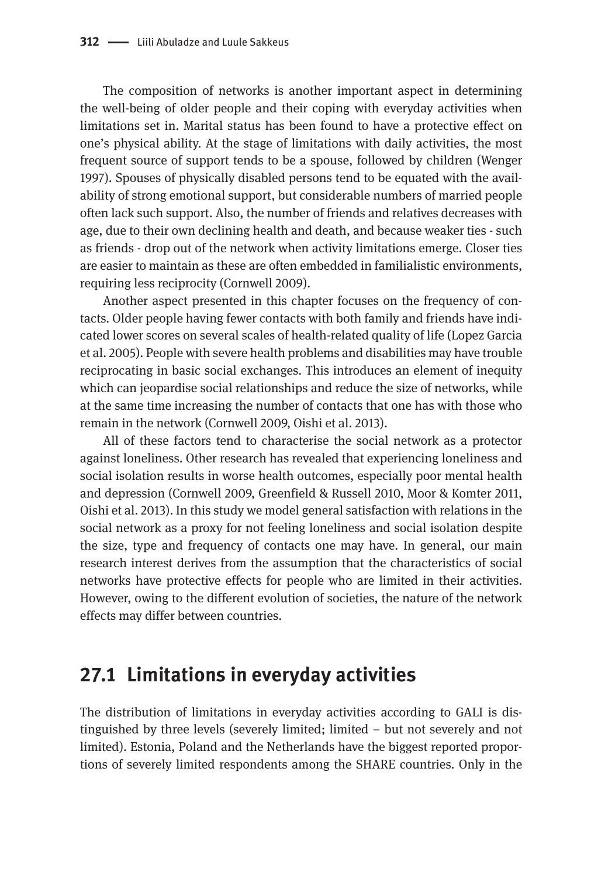The composition of networks is another important aspect in determining the well-being of older people and their coping with everyday activities when limitations set in. Marital status has been found to have a protective effect on one's physical ability. At the stage of limitations with daily activities, the most frequent source of support tends to be a spouse, followed by children (Wenger 1997). Spouses of physically disabled persons tend to be equated with the availability of strong emotional support, but considerable numbers of married people often lack such support. Also, the number of friends and relatives decreases with age, due to their own declining health and death, and because weaker ties - such as friends - drop out of the network when activity limitations emerge. Closer ties are easier to maintain as these are often embedded in familialistic environments, requiring less reciprocity (Cornwell 2009).

Another aspect presented in this chapter focuses on the frequency of contacts. Older people having fewer contacts with both family and friends have indicated lower scores on several scales of health-related quality of life (Lopez Garcia et al. 2005). People with severe health problems and disabilities may have trouble reciprocating in basic social exchanges. This introduces an element of inequity which can jeopardise social relationships and reduce the size of networks, while at the same time increasing the number of contacts that one has with those who remain in the network (Cornwell 2009, Oishi et al. 2013).

All of these factors tend to characterise the social network as a protector against loneliness. Other research has revealed that experiencing loneliness and social isolation results in worse health outcomes, especially poor mental health and depression (Cornwell 2009, Greenfield & Russell 2010, Moor & Komter 2011, Oishi et al. 2013). In this study we model general satisfaction with relations in the social network as a proxy for not feeling loneliness and social isolation despite the size, type and frequency of contacts one may have. In general, our main research interest derives from the assumption that the characteristics of social networks have protective effects for people who are limited in their activities. However, owing to the different evolution of societies, the nature of the network effects may differ between countries.

## 27.1 Limitations in everyday activities

The distribution of limitations in everyday activities according to GALI is distinguished by three levels (severely limited; limited – but not severely and not limited). Estonia, Poland and the Netherlands have the biggest reported proportions of severely limited respondents among the SHARE countries. Only in the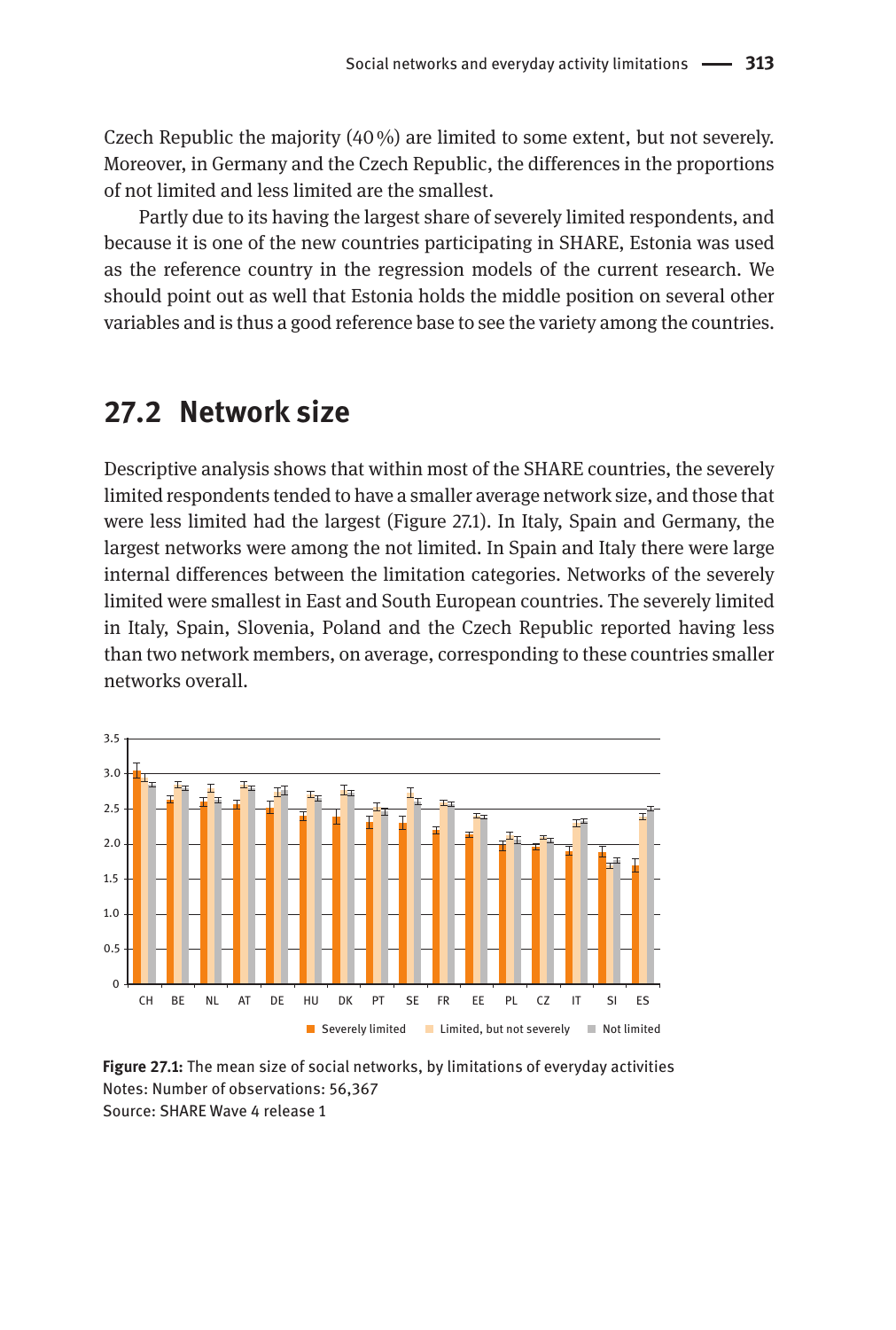Czech Republic the majority (40 %) are limited to some extent, but not severely. Moreover, in Germany and the Czech Republic, the differences in the proportions of not limited and less limited are the smallest.

Partly due to its having the largest share of severely limited respondents, and because it is one of the new countries participating in SHARE, Estonia was used as the reference country in the regression models of the current research. We should point out as well that Estonia holds the middle position on several other variables and is thus a good reference base to see the variety among the countries.

## 27.2 Network size

Descriptive analysis shows that within most of the SHARE countries, the severely limited respondents tended to have a smaller average network size, and those that were less limited had the largest (Figure 27.1). In Italy, Spain and Germany, the largest networks were among the not limited. In Spain and Italy there were large internal differences between the limitation categories. Networks of the severely limited were smallest in East and South European countries. The severely limited in Italy, Spain, Slovenia, Poland and the Czech Republic reported having less than two network members, on average, corresponding to these countries smaller networks overall.

**Figure 27.1:** The mean size of social networks, by limitations of everyday activities
Notes: Number of observations: 56,367
Source: SHARE Wave 4 release 1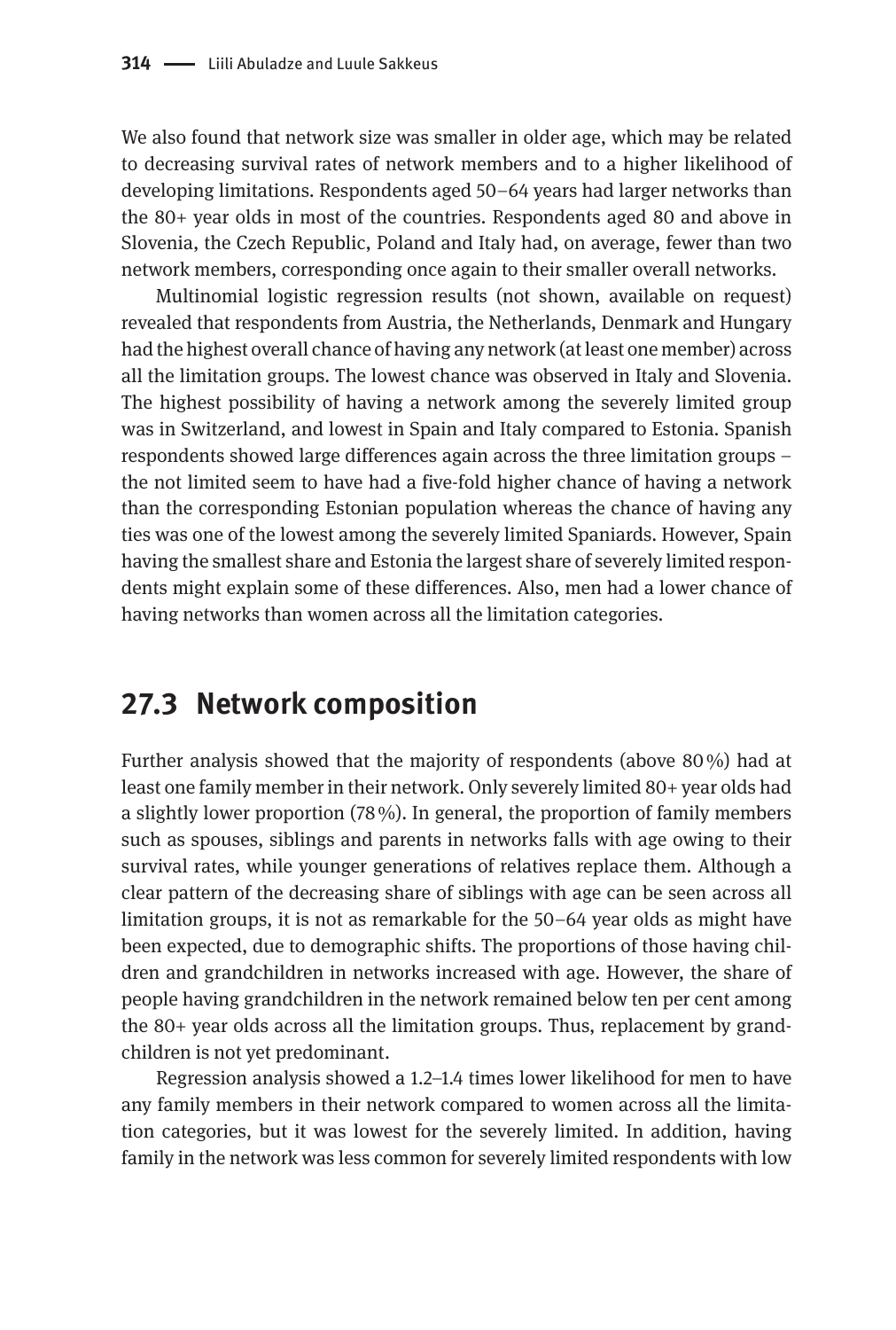We also found that network size was smaller in older age, which may be related to decreasing survival rates of network members and to a higher likelihood of developing limitations. Respondents aged 50–64 years had larger networks than the 80+ year olds in most of the countries. Respondents aged 80 and above in Slovenia, the Czech Republic, Poland and Italy had, on average, fewer than two network members, corresponding once again to their smaller overall networks.

Multinomial logistic regression results (not shown, available on request) revealed that respondents from Austria, the Netherlands, Denmark and Hungary had the highest overall chance of having any network (at least one member) across all the limitation groups. The lowest chance was observed in Italy and Slovenia. The highest possibility of having a network among the severely limited group was in Switzerland, and lowest in Spain and Italy compared to Estonia. Spanish respondents showed large differences again across the three limitation groups – the not limited seem to have had a five-fold higher chance of having a network than the corresponding Estonian population whereas the chance of having any ties was one of the lowest among the severely limited Spaniards. However, Spain having the smallest share and Estonia the largest share of severely limited respondents might explain some of these differences. Also, men had a lower chance of having networks than women across all the limitation categories.

## 27.3 Network composition

Further analysis showed that the majority of respondents (above 80 %) had at least one family member in their network. Only severely limited 80+ year olds had a slightly lower proportion (78 %). In general, the proportion of family members such as spouses, siblings and parents in networks falls with age owing to their survival rates, while younger generations of relatives replace them. Although a clear pattern of the decreasing share of siblings with age can be seen across all limitation groups, it is not as remarkable for the 50–64 year olds as might have been expected, due to demographic shifts. The proportions of those having children and grandchildren in networks increased with age. However, the share of people having grandchildren in the network remained below ten per cent among the 80+ year olds across all the limitation groups. Thus, replacement by grandchildren is not yet predominant.

Regression analysis showed a 1.2–1.4 times lower likelihood for men to have any family members in their network compared to women across all the limitation categories, but it was lowest for the severely limited. In addition, having family in the network was less common for severely limited respondents with low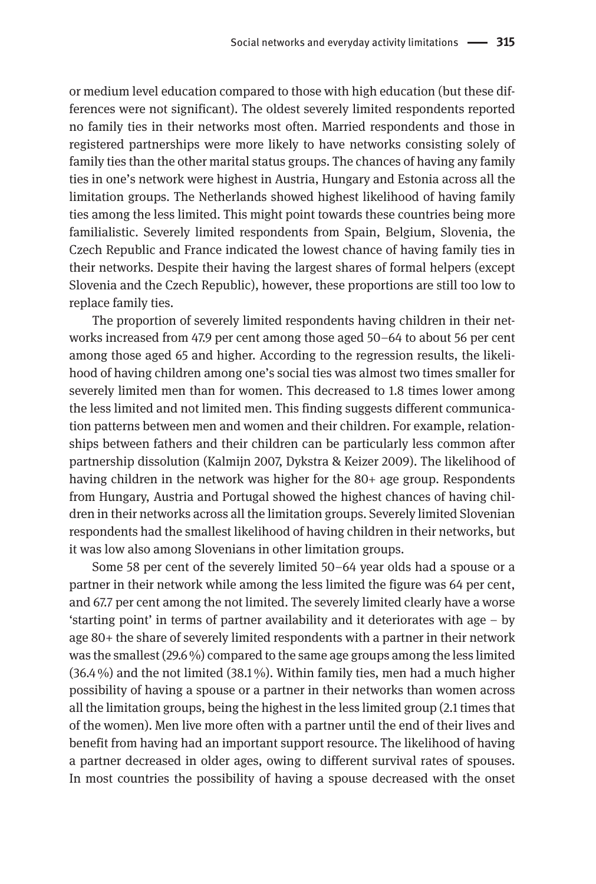or medium level education compared to those with high education (but these differences were not significant). The oldest severely limited respondents reported no family ties in their networks most often. Married respondents and those in registered partnerships were more likely to have networks consisting solely of family ties than the other marital status groups. The chances of having any family ties in one's network were highest in Austria, Hungary and Estonia across all the limitation groups. The Netherlands showed highest likelihood of having family ties among the less limited. This might point towards these countries being more familialistic. Severely limited respondents from Spain, Belgium, Slovenia, the Czech Republic and France indicated the lowest chance of having family ties in their networks. Despite their having the largest shares of formal helpers (except Slovenia and the Czech Republic), however, these proportions are still too low to replace family ties.

The proportion of severely limited respondents having children in their networks increased from 47.9 per cent among those aged 50–64 to about 56 per cent among those aged 65 and higher. According to the regression results, the likelihood of having children among one's social ties was almost two times smaller for severely limited men than for women. This decreased to 1.8 times lower among the less limited and not limited men. This finding suggests different communication patterns between men and women and their children. For example, relationships between fathers and their children can be particularly less common after partnership dissolution (Kalmijn 2007, Dykstra & Keizer 2009). The likelihood of having children in the network was higher for the 80+ age group. Respondents from Hungary, Austria and Portugal showed the highest chances of having children in their networks across all the limitation groups. Severely limited Slovenian respondents had the smallest likelihood of having children in their networks, but it was low also among Slovenians in other limitation groups.

Some 58 per cent of the severely limited 50–64 year olds had a spouse or a partner in their network while among the less limited the figure was 64 per cent, and 67.7 per cent among the not limited. The severely limited clearly have a worse 'starting point' in terms of partner availability and it deteriorates with age – by age 80+ the share of severely limited respondents with a partner in their network was the smallest (29.6%) compared to the same age groups among the less limited (36.4%) and the not limited (38.1%). Within family ties, men had a much higher possibility of having a spouse or a partner in their networks than women across all the limitation groups, being the highest in the less limited group (2.1 times that of the women). Men live more often with a partner until the end of their lives and benefit from having had an important support resource. The likelihood of having a partner decreased in older ages, owing to different survival rates of spouses. In most countries the possibility of having a spouse decreased with the onset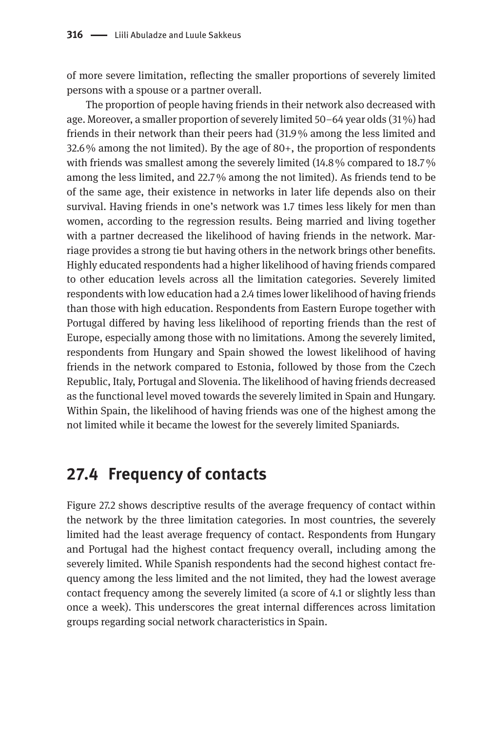of more severe limitation, reflecting the smaller proportions of severely limited persons with a spouse or a partner overall.

The proportion of people having friends in their network also decreased with age. Moreover, a smaller proportion of severely limited 50–64 year olds (31 %) had friends in their network than their peers had (31.9 % among the less limited and 32.6 % among the not limited). By the age of 80+, the proportion of respondents with friends was smallest among the severely limited (14.8 % compared to 18.7 % among the less limited, and 22.7 % among the not limited). As friends tend to be of the same age, their existence in networks in later life depends also on their survival. Having friends in one's network was 1.7 times less likely for men than women, according to the regression results. Being married and living together with a partner decreased the likelihood of having friends in the network. Marriage provides a strong tie but having others in the network brings other benefits. Highly educated respondents had a higher likelihood of having friends compared to other education levels across all the limitation categories. Severely limited respondents with low education had a 2.4 times lower likelihood of having friends than those with high education. Respondents from Eastern Europe together with Portugal differed by having less likelihood of reporting friends than the rest of Europe, especially among those with no limitations. Among the severely limited, respondents from Hungary and Spain showed the lowest likelihood of having friends in the network compared to Estonia, followed by those from the Czech Republic, Italy, Portugal and Slovenia. The likelihood of having friends decreased as the functional level moved towards the severely limited in Spain and Hungary. Within Spain, the likelihood of having friends was one of the highest among the not limited while it became the lowest for the severely limited Spaniards.

## 27.4 Frequency of contacts

Figure 27.2 shows descriptive results of the average frequency of contact within the network by the three limitation categories. In most countries, the severely limited had the least average frequency of contact. Respondents from Hungary and Portugal had the highest contact frequency overall, including among the severely limited. While Spanish respondents had the second highest contact frequency among the less limited and the not limited, they had the lowest average contact frequency among the severely limited (a score of 4.1 or slightly less than once a week). This underscores the great internal differences across limitation groups regarding social network characteristics in Spain.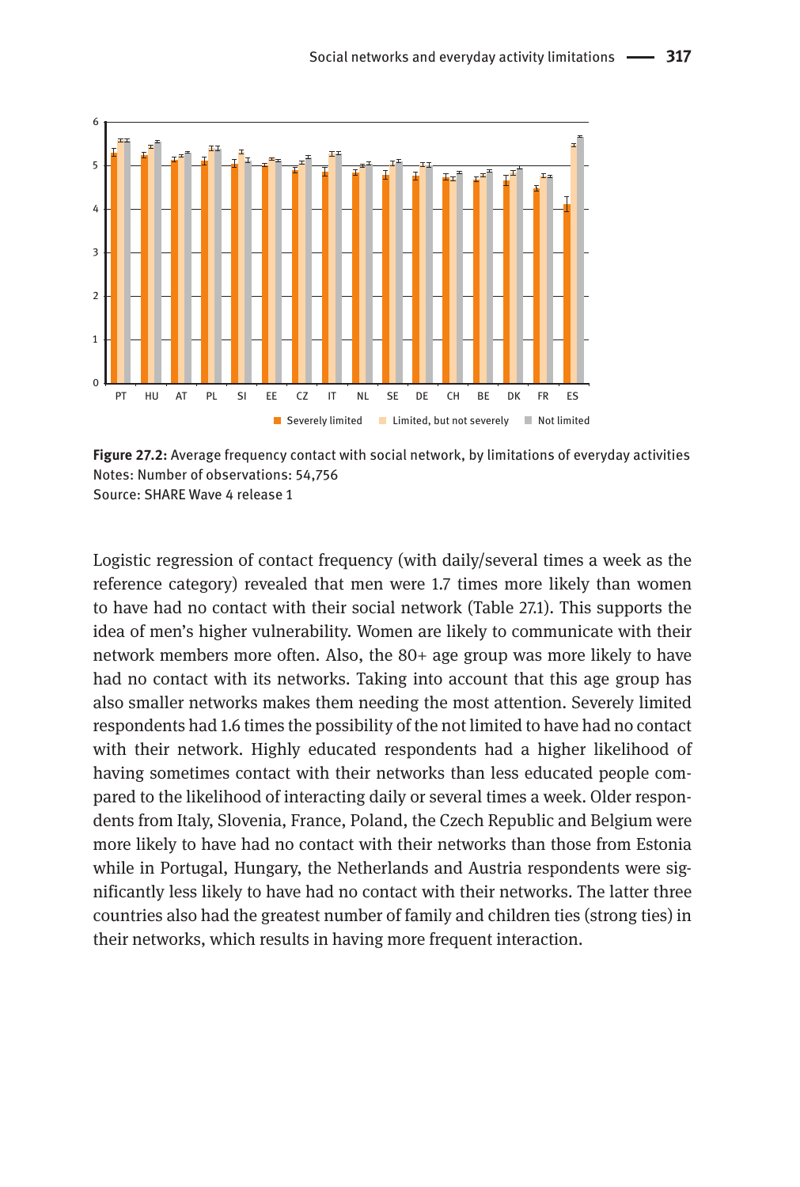**Figure 27.2:** Average frequency contact with social network, by limitations of everyday activities
Notes: Number of observations: 54,756
Source: SHARE Wave 4 release 1

Logistic regression of contact frequency (with daily/several times a week as the reference category) revealed that men were 1.7 times more likely than women to have had no contact with their social network (Table 27.1). This supports the idea of men's higher vulnerability. Women are likely to communicate with their network members more often. Also, the 80+ age group was more likely to have had no contact with its networks. Taking into account that this age group has also smaller networks makes them needing the most attention. Severely limited respondents had 1.6 times the possibility of the not limited to have had no contact with their network. Highly educated respondents had a higher likelihood of having sometimes contact with their networks than less educated people compared to the likelihood of interacting daily or several times a week. Older respondents from Italy, Slovenia, France, Poland, the Czech Republic and Belgium were more likely to have had no contact with their networks than those from Estonia while in Portugal, Hungary, the Netherlands and Austria respondents were significantly less likely to have had no contact with their networks. The latter three countries also had the greatest number of family and children ties (strong ties) in their networks, which results in having more frequent interaction.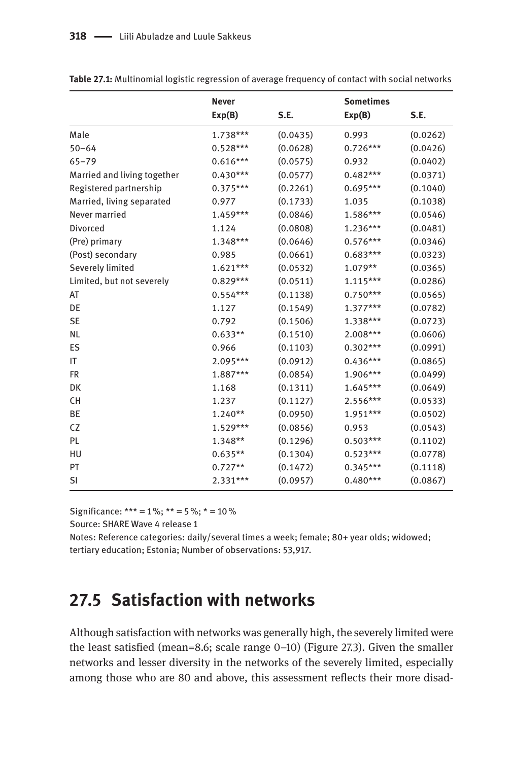**Table 27.1:** Multinomial logistic regression of average frequency of contact with social networks

| | Never | | Sometimes | |
|---|---|---|---|---|
| | Exp(B) | S.E. | Exp(B) | S.E. |
| Male | 1.738*** | (0.0435) | 0.993 | (0.0262) |
| 50–64 | 0.528*** | (0.0628) | 0.726*** | (0.0426) |
| 65–79 | 0.616*** | (0.0575) | 0.932 | (0.0402) |
| Married and living together | 0.430*** | (0.0577) | 0.482*** | (0.0371) |
| Registered partnership | 0.375*** | (0.2261) | 0.695*** | (0.1040) |
| Married, living separated | 0.977 | (0.1733) | 1.035 | (0.1038) |
| Never married | 1.459*** | (0.0846) | 1.586*** | (0.0546) |
| Divorced | 1.124 | (0.0808) | 1.236*** | (0.0481) |
| (Pre) primary | 1.348*** | (0.0646) | 0.576*** | (0.0346) |
| (Post) secondary | 0.985 | (0.0661) | 0.683*** | (0.0323) |
| Severely limited | 1.621*** | (0.0532) | 1.079** | (0.0365) |
| Limited, but not severely | 0.829*** | (0.0511) | 1.115*** | (0.0286) |
| AT | 0.554*** | (0.1138) | 0.750*** | (0.0565) |
| DE | 1.127 | (0.1549) | 1.377*** | (0.0782) |
| SE | 0.792 | (0.1506) | 1.338*** | (0.0723) |
| NL | 0.633** | (0.1510) | 2.008*** | (0.0606) |
| ES | 0.966 | (0.1103) | 0.302*** | (0.0991) |
| IT | 2.095*** | (0.0912) | 0.436*** | (0.0865) |
| FR | 1.887*** | (0.0854) | 1.906*** | (0.0499) |
| DK | 1.168 | (0.1311) | 1.645*** | (0.0649) |
| CH | 1.237 | (0.1127) | 2.556*** | (0.0533) |
| BE | 1.240** | (0.0950) | 1.951*** | (0.0502) |
| CZ | 1.529*** | (0.0856) | 0.953 | (0.0543) |
| PL | 1.348** | (0.1296) | 0.503*** | (0.1102) |
| HU | 0.635** | (0.1304) | 0.523*** | (0.0778) |
| PT | 0.727** | (0.1472) | 0.345*** | (0.1118) |
| SI | 2.331*** | (0.0957) | 0.480*** | (0.0867) |

Significance: *** = 1 %; ** = 5 %; * = 10 %

Source: SHARE Wave 4 release 1

Notes: Reference categories: daily/several times a week; female; 80+ year olds; widowed; tertiary education; Estonia; Number of observations: 53,917.

## 27.5 Satisfaction with networks

Although satisfaction with networks was generally high, the severely limited were the least satisfied (mean=8.6; scale range 0–10) (Figure 27.3). Given the smaller networks and lesser diversity in the networks of the severely limited, especially among those who are 80 and above, this assessment reflects their more disad-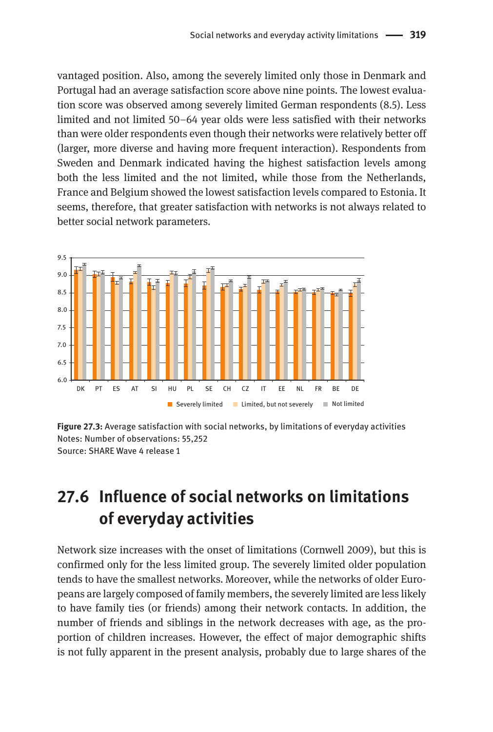vantaged position. Also, among the severely limited only those in Denmark and Portugal had an average satisfaction score above nine points. The lowest evaluation score was observed among severely limited German respondents (8.5). Less limited and not limited 50–64 year olds were less satisfied with their networks than were older respondents even though their networks were relatively better off (larger, more diverse and having more frequent interaction). Respondents from Sweden and Denmark indicated having the highest satisfaction levels among both the less limited and the not limited, while those from the Netherlands, France and Belgium showed the lowest satisfaction levels compared to Estonia. It seems, therefore, that greater satisfaction with networks is not always related to better social network parameters.

**Figure 27.3:** Average satisfaction with social networks, by limitations of everyday activities
Notes: Number of observations: 55,252
Source: SHARE Wave 4 release 1

## 27.6 Influence of social networks on limitations of everyday activities

Network size increases with the onset of limitations (Cornwell 2009), but this is confirmed only for the less limited group. The severely limited older population tends to have the smallest networks. Moreover, while the networks of older Europeans are largely composed of family members, the severely limited are less likely to have family ties (or friends) among their network contacts. In addition, the number of friends and siblings in the network decreases with age, as the proportion of children increases. However, the effect of major demographic shifts is not fully apparent in the present analysis, probably due to large shares of the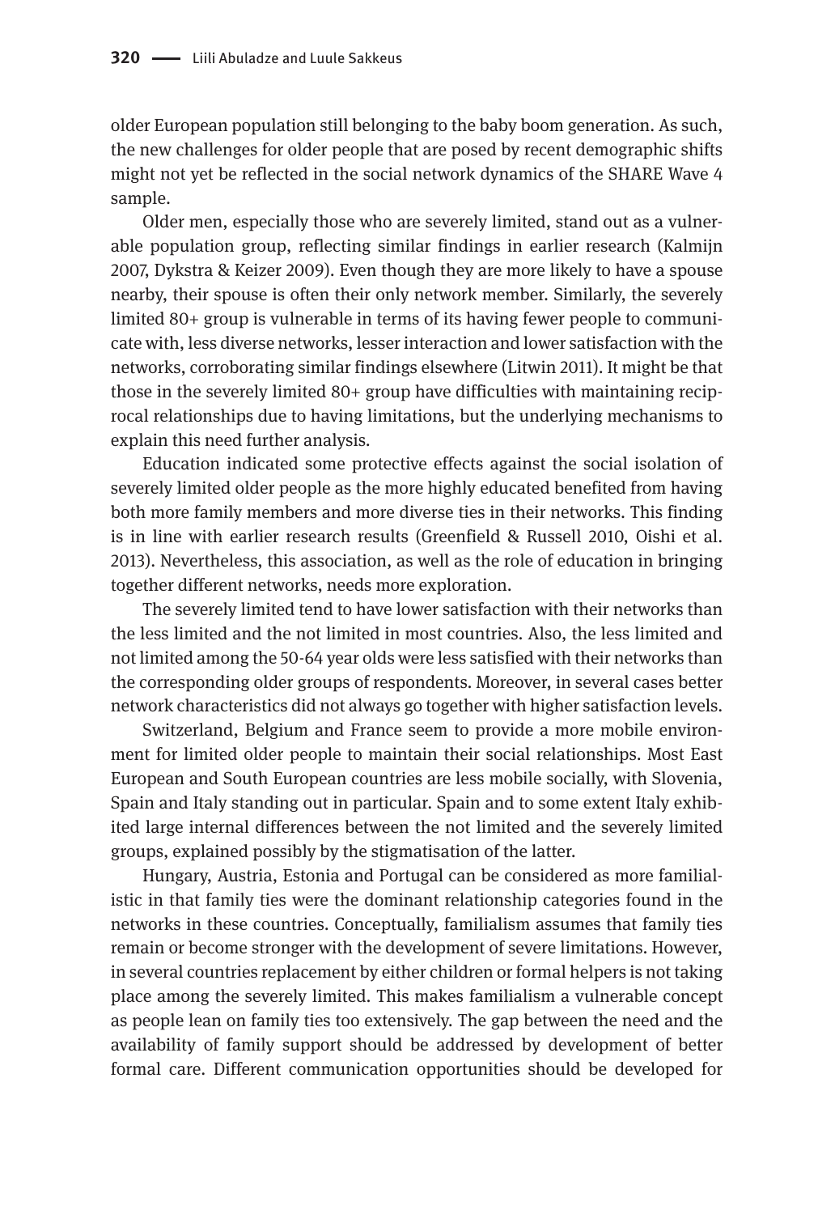older European population still belonging to the baby boom generation. As such, the new challenges for older people that are posed by recent demographic shifts might not yet be reflected in the social network dynamics of the SHARE Wave 4 sample.

Older men, especially those who are severely limited, stand out as a vulnerable population group, reflecting similar findings in earlier research (Kalmijn 2007, Dykstra & Keizer 2009). Even though they are more likely to have a spouse nearby, their spouse is often their only network member. Similarly, the severely limited 80+ group is vulnerable in terms of its having fewer people to communicate with, less diverse networks, lesser interaction and lower satisfaction with the networks, corroborating similar findings elsewhere (Litwin 2011). It might be that those in the severely limited 80+ group have difficulties with maintaining reciprocal relationships due to having limitations, but the underlying mechanisms to explain this need further analysis.

Education indicated some protective effects against the social isolation of severely limited older people as the more highly educated benefited from having both more family members and more diverse ties in their networks. This finding is in line with earlier research results (Greenfield & Russell 2010, Oishi et al. 2013). Nevertheless, this association, as well as the role of education in bringing together different networks, needs more exploration.

The severely limited tend to have lower satisfaction with their networks than the less limited and the not limited in most countries. Also, the less limited and not limited among the 50-64 year olds were less satisfied with their networks than the corresponding older groups of respondents. Moreover, in several cases better network characteristics did not always go together with higher satisfaction levels.

Switzerland, Belgium and France seem to provide a more mobile environment for limited older people to maintain their social relationships. Most East European and South European countries are less mobile socially, with Slovenia, Spain and Italy standing out in particular. Spain and to some extent Italy exhibited large internal differences between the not limited and the severely limited groups, explained possibly by the stigmatisation of the latter.

Hungary, Austria, Estonia and Portugal can be considered as more familialistic in that family ties were the dominant relationship categories found in the networks in these countries. Conceptually, familialism assumes that family ties remain or become stronger with the development of severe limitations. However, in several countries replacement by either children or formal helpers is not taking place among the severely limited. This makes familialism a vulnerable concept as people lean on family ties too extensively. The gap between the need and the availability of family support should be addressed by development of better formal care. Different communication opportunities should be developed for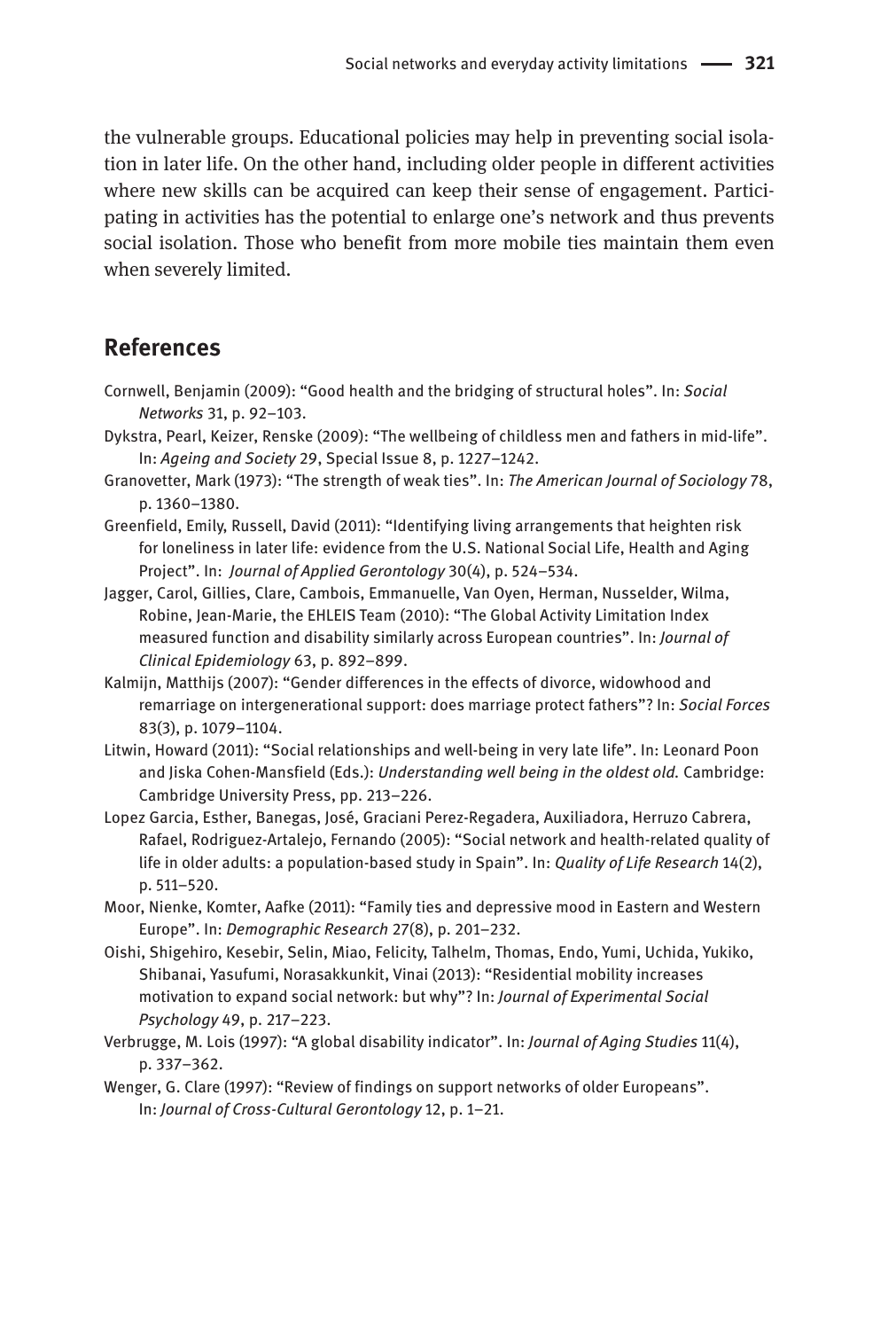the vulnerable groups. Educational policies may help in preventing social isolation in later life. On the other hand, including older people in different activities where new skills can be acquired can keep their sense of engagement. Participating in activities has the potential to enlarge one's network and thus prevents social isolation. Those who benefit from more mobile ties maintain them even when severely limited.

## References

Cornwell, Benjamin (2009): "Good health and the bridging of structural holes". In: *Social Networks* 31, p. 92–103.

Dykstra, Pearl, Keizer, Renske (2009): "The wellbeing of childless men and fathers in mid-life". In: *Ageing and Society* 29, Special Issue 8, p. 1227–1242.

Granovetter, Mark (1973): "The strength of weak ties". In: *The American Journal of Sociology* 78, p. 1360–1380.

Greenfield, Emily, Russell, David (2011): "Identifying living arrangements that heighten risk for loneliness in later life: evidence from the U.S. National Social Life, Health and Aging Project". In: *Journal of Applied Gerontology* 30(4), p. 524–534.

Jagger, Carol, Gillies, Clare, Cambois, Emmanuelle, Van Oyen, Herman, Nusselder, Wilma, Robine, Jean-Marie, the EHLEIS Team (2010): "The Global Activity Limitation Index measured function and disability similarly across European countries". In: *Journal of Clinical Epidemiology* 63, p. 892–899.

Kalmijn, Matthijs (2007): "Gender differences in the effects of divorce, widowhood and remarriage on intergenerational support: does marriage protect fathers"? In: *Social Forces* 83(3), p. 1079–1104.

Litwin, Howard (2011): "Social relationships and well-being in very late life". In: Leonard Poon and Jiska Cohen-Mansfield (Eds.): *Understanding well being in the oldest old.* Cambridge: Cambridge University Press, pp. 213–226.

Lopez Garcia, Esther, Banegas, José, Graciani Perez-Regadera, Auxiliadora, Herruzo Cabrera, Rafael, Rodriguez-Artalejo, Fernando (2005): "Social network and health-related quality of life in older adults: a population-based study in Spain". In: *Quality of Life Research* 14(2), p. 511–520.

Moor, Nienke, Komter, Aafke (2011): "Family ties and depressive mood in Eastern and Western Europe". In: *Demographic Research* 27(8), p. 201–232.

Oishi, Shigehiro, Kesebir, Selin, Miao, Felicity, Talhelm, Thomas, Endo, Yumi, Uchida, Yukiko, Shibanai, Yasufumi, Norasakkunkit, Vinai (2013): "Residential mobility increases motivation to expand social network: but why"? In: *Journal of Experimental Social Psychology* 49, p. 217–223.

Verbrugge, M. Lois (1997): "A global disability indicator". In: *Journal of Aging Studies* 11(4), p. 337–362.

Wenger, G. Clare (1997): "Review of findings on support networks of older Europeans". In: *Journal of Cross-Cultural Gerontology* 12, p. 1–21.